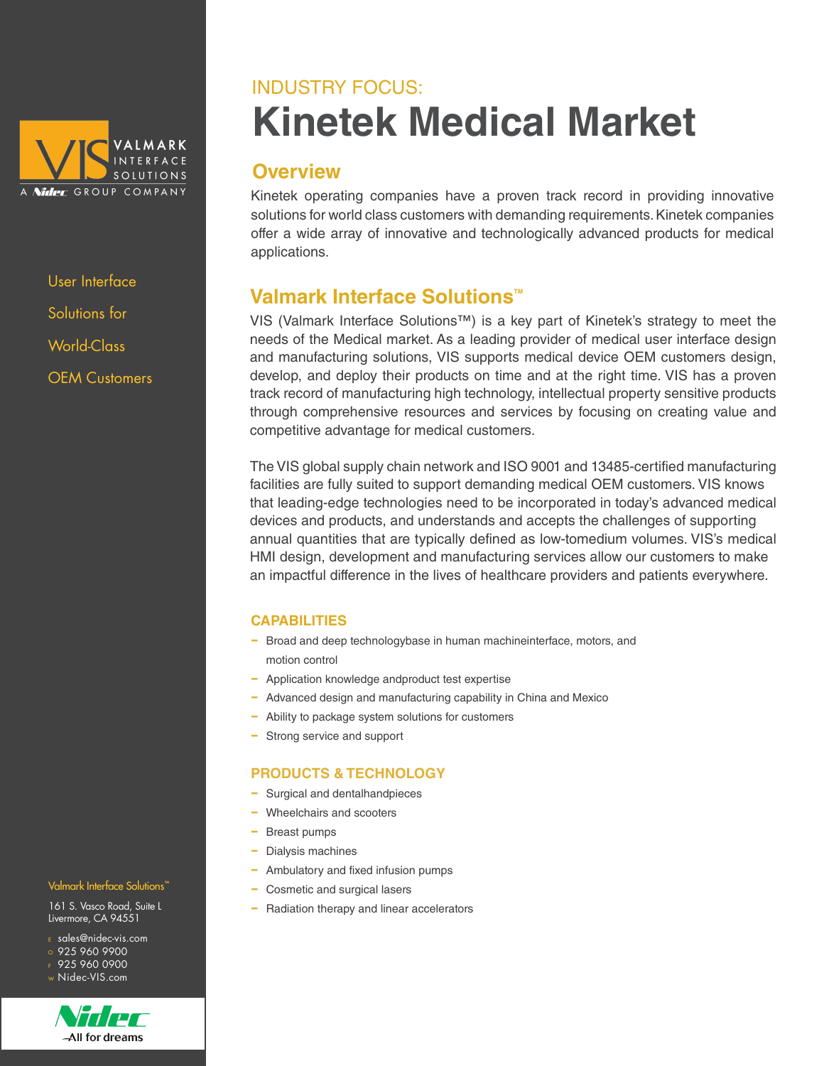VALMARK INTERFACE SOLUTIONS

A Nidec GROUP COMPANY

User Interface Solutions for World-Class OEM Customers

INDUSTRY FOCUS:

# Kinetek Medical Market

## Overview

Kinetek operating companies have a proven track record in providing innovative solutions for world class customers with demanding requirements. Kinetek companies offer a wide array of innovative and technologically advanced products for medical applications.

## Valmark Interface Solutions™

VIS (Valmark Interface Solutions™) is a key part of Kinetek's strategy to meet the needs of the Medical market. As a leading provider of medical user interface design and manufacturing solutions, VIS supports medical device OEM customers design, develop, and deploy their products on time and at the right time. VIS has a proven track record of manufacturing high technology, intellectual property sensitive products through comprehensive resources and services by focusing on creating value and competitive advantage for medical customers.

The VIS global supply chain network and ISO 9001 and 13485-certified manufacturing facilities are fully suited to support demanding medical OEM customers. VIS knows that leading-edge technologies need to be incorporated in today's advanced medical devices and products, and understands and accepts the challenges of supporting annual quantities that are typically defined as low-tomedium volumes. VIS's medical HMI design, development and manufacturing services allow our customers to make an impactful difference in the lives of healthcare providers and patients everywhere.

### CAPABILITIES

- Broad and deep technologybase in human machineinterface, motors, and motion control
- Application knowledge andproduct test expertise
- Advanced design and manufacturing capability in China and Mexico
- Ability to package system solutions for customers
- Strong service and support

### PRODUCTS & TECHNOLOGY

- Surgical and dentalhandpieces
- Wheelchairs and scooters
- Breast pumps
- Dialysis machines
- Ambulatory and fixed infusion pumps
- Cosmetic and surgical lasers
- Radiation therapy and linear accelerators

Valmark Interface Solutions™

161 S. Vasco Road, Suite L
Livermore, CA 94551

E sales@nidec-vis.com
O 925 960 9900
F 925 960 0900
W Nidec-VIS.com

Nidec
All for dreams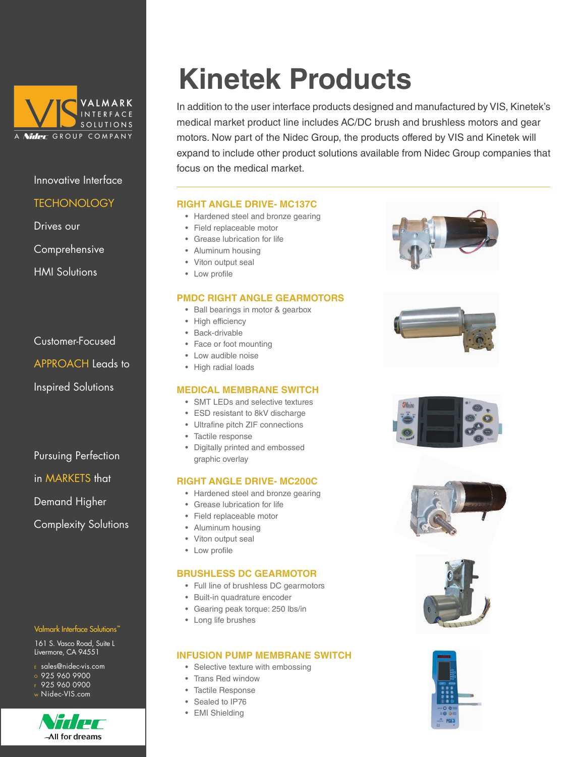VALMARK INTERFACE SOLUTIONS

A Nidec GROUP COMPANY

Innovative Interface

TECHONOLOGY

Drives our

Comprehensive

HMI Solutions

Customer-Focused

APPROACH Leads to

Inspired Solutions

Pursuing Perfection

in MARKETS that

Demand Higher

Complexity Solutions

# Kinetek Products

In addition to the user interface products designed and manufactured by VIS, Kinetek's medical market product line includes AC/DC brush and brushless motors and gear motors. Now part of the Nidec Group, the products offered by VIS and Kinetek will expand to include other product solutions available from Nidec Group companies that focus on the medical market.

### RIGHT ANGLE DRIVE- MC137C

- Hardened steel and bronze gearing
- Field replaceable motor
- Grease lubrication for life
- Aluminum housing
- Viton output seal
- Low profile

### PMDC RIGHT ANGLE GEARMOTORS

- Ball bearings in motor & gearbox
- High efficiency
- Back-drivable
- Face or foot mounting
- Low audible noise
- High radial loads

### MEDICAL MEMBRANE SWITCH

- SMT LEDs and selective textures
- ESD resistant to 8kV discharge
- Ultrafine pitch ZIF connections
- Tactile response
- Digitally printed and embossed graphic overlay

### RIGHT ANGLE DRIVE- MC200C

- Hardened steel and bronze gearing
- Grease lubrication for life
- Field replaceable motor
- Aluminum housing
- Viton output seal
- Low profile

### BRUSHLESS DC GEARMOTOR

- Full line of brushless DC gearmotors
- Built-in quadrature encoder
- Gearing peak torque: 250 lbs/in
- Long life brushes

### INFUSION PUMP MEMBRANE SWITCH

- Selective texture with embossing
- Trans Red window
- Tactile Response
- Sealed to IP76
- EMI Shielding

Valmark Interface Solutions™

161 S. Vasco Road, Suite L
Livermore, CA 94551

E sales@nidec-vis.com
O 925 960 9900
F 925 960 0900
W Nidec-VIS.com

Nidec
All for dreams